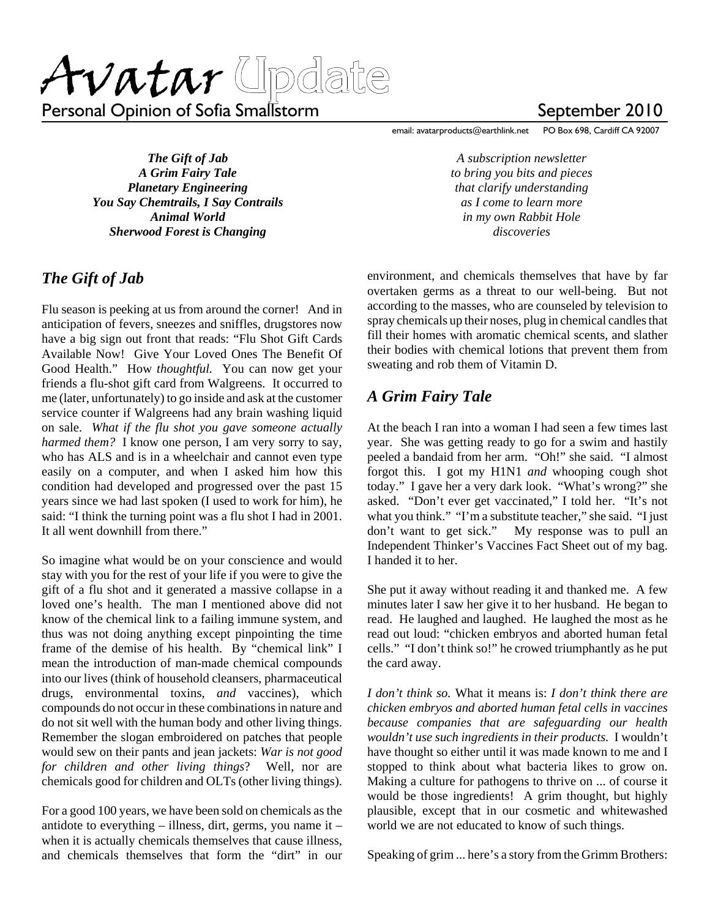# Avatar Update

Personal Opinion of Sofia Smallstorm

September 2010

email: avatarproducts@earthlink.net PO Box 698, Cardiff CA 92007

***The Gift of Jab***
***A Grim Fairy Tale***
***Planetary Engineering***
***You Say Chemtrails, I Say Contrails***
***Animal World***
***Sherwood Forest is Changing***

*A subscription newsletter to bring you bits and pieces that clarify understanding as I come to learn more in my own Rabbit Hole discoveries*

## *The Gift of Jab*

Flu season is peeking at us from around the corner! And in anticipation of fevers, sneezes and sniffles, drugstores now have a big sign out front that reads: "Flu Shot Gift Cards Available Now! Give Your Loved Ones The Benefit Of Good Health." How *thoughtful.* You can now get your friends a flu-shot gift card from Walgreens. It occurred to me (later, unfortunately) to go inside and ask at the customer service counter if Walgreens had any brain washing liquid on sale. *What if the flu shot you gave someone actually harmed them?* I know one person, I am very sorry to say, who has ALS and is in a wheelchair and cannot even type easily on a computer, and when I asked him how this condition had developed and progressed over the past 15 years since we had last spoken (I used to work for him), he said: "I think the turning point was a flu shot I had in 2001. It all went downhill from there."

So imagine what would be on your conscience and would stay with you for the rest of your life if you were to give the gift of a flu shot and it generated a massive collapse in a loved one's health. The man I mentioned above did not know of the chemical link to a failing immune system, and thus was not doing anything except pinpointing the time frame of the demise of his health. By "chemical link" I mean the introduction of man-made chemical compounds into our lives (think of household cleansers, pharmaceutical drugs, environmental toxins, *and* vaccines), which compounds do not occur in these combinations in nature and do not sit well with the human body and other living things. Remember the slogan embroidered on patches that people would sew on their pants and jean jackets: *War is not good for children and other living things*? Well, nor are chemicals good for children and OLTs (other living things).

For a good 100 years, we have been sold on chemicals as the antidote to everything – illness, dirt, germs, you name it – when it is actually chemicals themselves that cause illness, and chemicals themselves that form the "dirt" in our environment, and chemicals themselves that have by far overtaken germs as a threat to our well-being. But not according to the masses, who are counseled by television to spray chemicals up their noses, plug in chemical candles that fill their homes with aromatic chemical scents, and slather their bodies with chemical lotions that prevent them from sweating and rob them of Vitamin D.

## *A Grim Fairy Tale*

At the beach I ran into a woman I had seen a few times last year. She was getting ready to go for a swim and hastily peeled a bandaid from her arm. "Oh!" she said. "I almost forgot this. I got my H1N1 *and* whooping cough shot today." I gave her a very dark look. "What's wrong?" she asked. "Don't ever get vaccinated," I told her. "It's not what you think." "I'm a substitute teacher," she said. "I just don't want to get sick." My response was to pull an Independent Thinker's Vaccines Fact Sheet out of my bag. I handed it to her.

She put it away without reading it and thanked me. A few minutes later I saw her give it to her husband. He began to read. He laughed and laughed. He laughed the most as he read out loud: "chicken embryos and aborted human fetal cells." "I don't think so!" he crowed triumphantly as he put the card away.

*I don't think so.* What it means is: *I don't think there are chicken embryos and aborted human fetal cells in vaccines because companies that are safeguarding our health wouldn't use such ingredients in their products.* I wouldn't have thought so either until it was made known to me and I stopped to think about what bacteria likes to grow on. Making a culture for pathogens to thrive on ... of course it would be those ingredients! A grim thought, but highly plausible, except that in our cosmetic and whitewashed world we are not educated to know of such things.

Speaking of grim ... here's a story from the Grimm Brothers: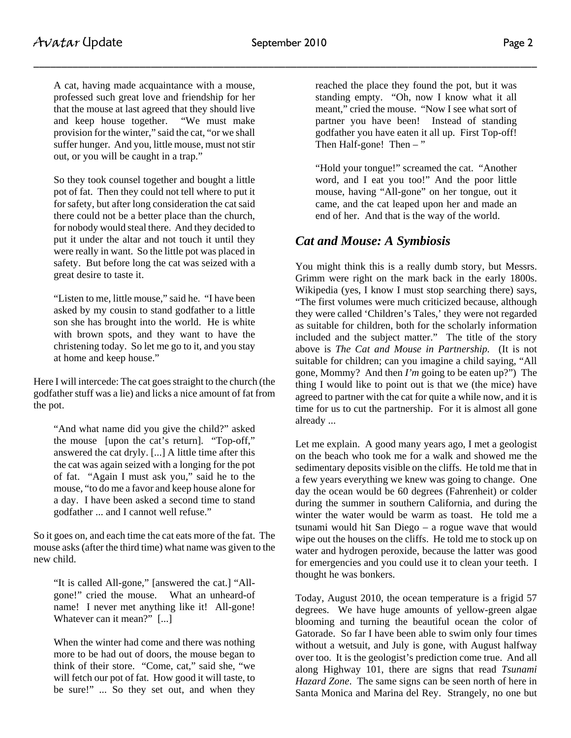> A cat, having made acquaintance with a mouse, professed such great love and friendship for her that the mouse at last agreed that they should live and keep house together. "We must make provision for the winter," said the cat, "or we shall suffer hunger. And you, little mouse, must not stir out, or you will be caught in a trap."
>
> So they took counsel together and bought a little pot of fat. Then they could not tell where to put it for safety, but after long consideration the cat said there could not be a better place than the church, for nobody would steal there. And they decided to put it under the altar and not touch it until they were really in want. So the little pot was placed in safety. But before long the cat was seized with a great desire to taste it.
>
> "Listen to me, little mouse," said he. "I have been asked by my cousin to stand godfather to a little son she has brought into the world. He is white with brown spots, and they want to have the christening today. So let me go to it, and you stay at home and keep house."

Here I will intercede: The cat goes straight to the church (the godfather stuff was a lie) and licks a nice amount of fat from the pot.

> "And what name did you give the child?" asked the mouse [upon the cat's return]. "Top-off," answered the cat dryly. [...] A little time after this the cat was again seized with a longing for the pot of fat. "Again I must ask you," said he to the mouse, "to do me a favor and keep house alone for a day. I have been asked a second time to stand godfather ... and I cannot well refuse."

So it goes on, and each time the cat eats more of the fat. The mouse asks (after the third time) what name was given to the new child.

> "It is called All-gone," [answered the cat.] "All-gone!" cried the mouse. What an unheard-of name! I never met anything like it! All-gone! Whatever can it mean?" [...]
>
> When the winter had come and there was nothing more to be had out of doors, the mouse began to think of their store. "Come, cat," said she, "we will fetch our pot of fat. How good it will taste, to be sure!" ... So they set out, and when they reached the place they found the pot, but it was standing empty. "Oh, now I know what it all meant," cried the mouse. "Now I see what sort of partner you have been! Instead of standing godfather you have eaten it all up. First Top-off! Then Half-gone! Then – "
>
> "Hold your tongue!" screamed the cat. "Another word, and I eat you too!" And the poor little mouse, having "All-gone" on her tongue, out it came, and the cat leaped upon her and made an end of her. And that is the way of the world.

## *Cat and Mouse: A Symbiosis*

You might think this is a really dumb story, but Messrs. Grimm were right on the mark back in the early 1800s. Wikipedia (yes, I know I must stop searching there) says, "The first volumes were much criticized because, although they were called 'Children's Tales,' they were not regarded as suitable for children, both for the scholarly information included and the subject matter." The title of the story above is *The Cat and Mouse in Partnership.* (It is not suitable for children; can you imagine a child saying, "All gone, Mommy? And then *I'm* going to be eaten up?") The thing I would like to point out is that we (the mice) have agreed to partner with the cat for quite a while now, and it is time for us to cut the partnership. For it is almost all gone already ...

Let me explain. A good many years ago, I met a geologist on the beach who took me for a walk and showed me the sedimentary deposits visible on the cliffs. He told me that in a few years everything we knew was going to change. One day the ocean would be 60 degrees (Fahrenheit) or colder during the summer in southern California, and during the winter the water would be warm as toast. He told me a tsunami would hit San Diego – a rogue wave that would wipe out the houses on the cliffs. He told me to stock up on water and hydrogen peroxide, because the latter was good for emergencies and you could use it to clean your teeth. I thought he was bonkers.

Today, August 2010, the ocean temperature is a frigid 57 degrees. We have huge amounts of yellow-green algae blooming and turning the beautiful ocean the color of Gatorade. So far I have been able to swim only four times without a wetsuit, and July is gone, with August halfway over too. It is the geologist's prediction come true. And all along Highway 101, there are signs that read *Tsunami Hazard Zone*. The same signs can be seen north of here in Santa Monica and Marina del Rey. Strangely, no one but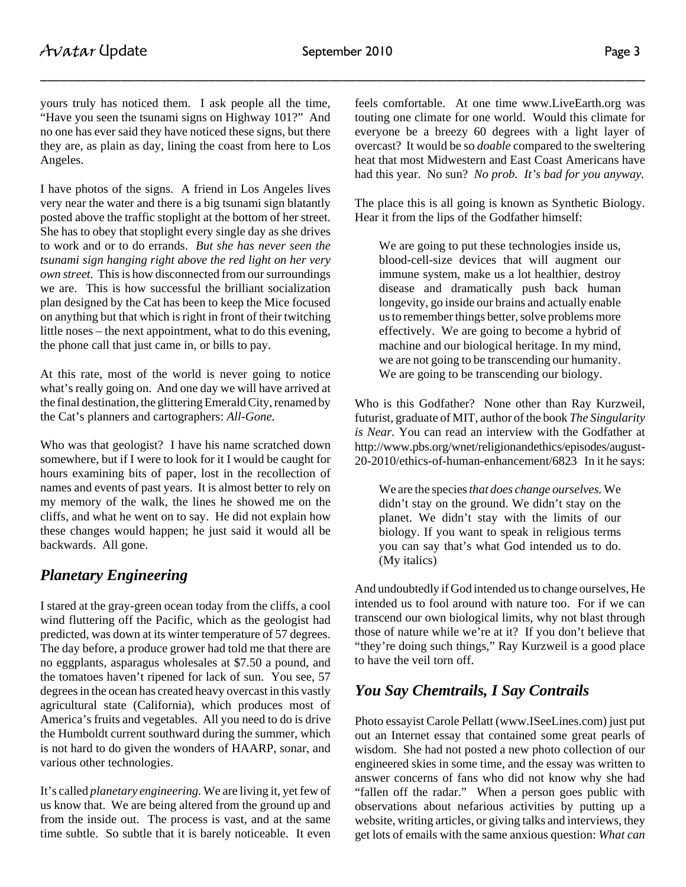yours truly has noticed them. I ask people all the time, "Have you seen the tsunami signs on Highway 101?" And no one has ever said they have noticed these signs, but there they are, as plain as day, lining the coast from here to Los Angeles.

I have photos of the signs. A friend in Los Angeles lives very near the water and there is a big tsunami sign blatantly posted above the traffic stoplight at the bottom of her street. She has to obey that stoplight every single day as she drives to work and or to do errands. *But she has never seen the tsunami sign hanging right above the red light on her very own street.* This is how disconnected from our surroundings we are. This is how successful the brilliant socialization plan designed by the Cat has been to keep the Mice focused on anything but that which is right in front of their twitching little noses – the next appointment, what to do this evening, the phone call that just came in, or bills to pay.

At this rate, most of the world is never going to notice what's really going on. And one day we will have arrived at the final destination, the glittering Emerald City, renamed by the Cat's planners and cartographers: *All-Gone.*

Who was that geologist? I have his name scratched down somewhere, but if I were to look for it I would be caught for hours examining bits of paper, lost in the recollection of names and events of past years. It is almost better to rely on my memory of the walk, the lines he showed me on the cliffs, and what he went on to say. He did not explain how these changes would happen; he just said it would all be backwards. All gone.

## *Planetary Engineering*

I stared at the gray-green ocean today from the cliffs, a cool wind fluttering off the Pacific, which as the geologist had predicted, was down at its winter temperature of 57 degrees. The day before, a produce grower had told me that there are no eggplants, asparagus wholesales at $7.50 a pound, and the tomatoes haven't ripened for lack of sun. You see, 57 degrees in the ocean has created heavy overcast in this vastly agricultural state (California), which produces most of America's fruits and vegetables. All you need to do is drive the Humboldt current southward during the summer, which is not hard to do given the wonders of HAARP, sonar, and various other technologies.

It's called *planetary engineering.* We are living it, yet few of us know that. We are being altered from the ground up and from the inside out. The process is vast, and at the same time subtle. So subtle that it is barely noticeable. It even feels comfortable. At one time www.LiveEarth.org was touting one climate for one world. Would this climate for everyone be a breezy 60 degrees with a light layer of overcast? It would be so *doable* compared to the sweltering heat that most Midwestern and East Coast Americans have had this year. No sun? *No prob. It's bad for you anyway.*

The place this is all going is known as Synthetic Biology. Hear it from the lips of the Godfather himself:

> We are going to put these technologies inside us, blood-cell-size devices that will augment our immune system, make us a lot healthier, destroy disease and dramatically push back human longevity, go inside our brains and actually enable us to remember things better, solve problems more effectively. We are going to become a hybrid of machine and our biological heritage. In my mind, we are not going to be transcending our humanity. We are going to be transcending our biology.

Who is this Godfather? None other than Ray Kurzweil, futurist, graduate of MIT, author of the book *The Singularity is Near.* You can read an interview with the Godfather at http://www.pbs.org/wnet/religionandethics/episodes/august-20-2010/ethics-of-human-enhancement/6823 In it he says:

> We are the species *that does change ourselves.* We didn't stay on the ground. We didn't stay on the planet. We didn't stay with the limits of our biology. If you want to speak in religious terms you can say that's what God intended us to do. (My italics)

And undoubtedly if God intended us to change ourselves, He intended us to fool around with nature too. For if we can transcend our own biological limits, why not blast through those of nature while we're at it? If you don't believe that "they're doing such things," Ray Kurzweil is a good place to have the veil torn off.

## *You Say Chemtrails, I Say Contrails*

Photo essayist Carole Pellatt (www.ISeeLines.com) just put out an Internet essay that contained some great pearls of wisdom. She had not posted a new photo collection of our engineered skies in some time, and the essay was written to answer concerns of fans who did not know why she had "fallen off the radar." When a person goes public with observations about nefarious activities by putting up a website, writing articles, or giving talks and interviews, they get lots of emails with the same anxious question: *What can*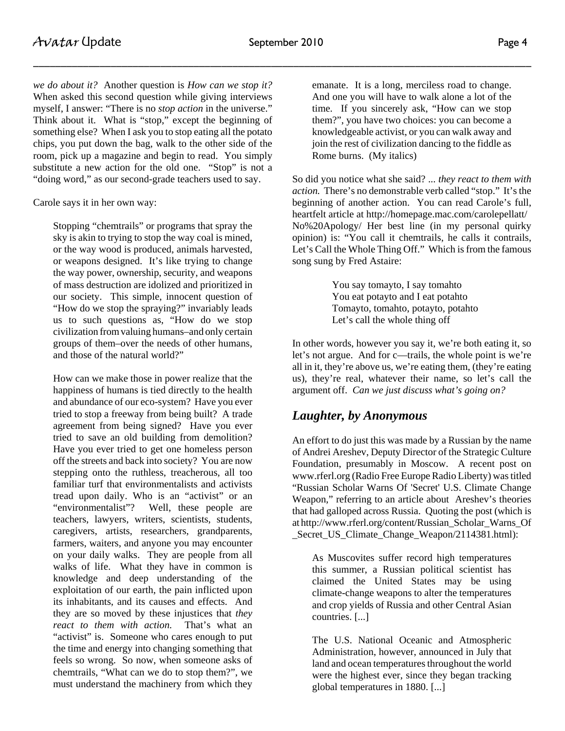*we do about it?* Another question is *How can we stop it?* When asked this second question while giving interviews myself, I answer: "There is no *stop action* in the universe." Think about it. What is "stop," except the beginning of something else? When I ask you to stop eating all the potato chips, you put down the bag, walk to the other side of the room, pick up a magazine and begin to read. You simply substitute a new action for the old one. "Stop" is not a "doing word," as our second-grade teachers used to say.

Carole says it in her own way:

> Stopping "chemtrails" or programs that spray the sky is akin to trying to stop the way coal is mined, or the way wood is produced, animals harvested, or weapons designed. It's like trying to change the way power, ownership, security, and weapons of mass destruction are idolized and prioritized in our society. This simple, innocent question of "How do we stop the spraying?" invariably leads us to such questions as, "How do we stop civilization from valuing humans–and only certain groups of them–over the needs of other humans, and those of the natural world?"
>
> How can we make those in power realize that the happiness of humans is tied directly to the health and abundance of our eco-system? Have you ever tried to stop a freeway from being built? A trade agreement from being signed? Have you ever tried to save an old building from demolition? Have you ever tried to get one homeless person off the streets and back into society? You are now stepping onto the ruthless, treacherous, all too familiar turf that environmentalists and activists tread upon daily. Who is an "activist" or an "environmentalist"? Well, these people are teachers, lawyers, writers, scientists, students, caregivers, artists, researchers, grandparents, farmers, waiters, and anyone you may encounter on your daily walks. They are people from all walks of life. What they have in common is knowledge and deep understanding of the exploitation of our earth, the pain inflicted upon its inhabitants, and its causes and effects. And they are so moved by these injustices that *they react to them with action.* That's what an "activist" is. Someone who cares enough to put the time and energy into changing something that feels so wrong. So now, when someone asks of chemtrails, "What can we do to stop them?", we must understand the machinery from which they emanate. It is a long, merciless road to change. And one you will have to walk alone a lot of the time. If you sincerely ask, "How can we stop them?", you have two choices: you can become a knowledgeable activist, or you can walk away and join the rest of civilization dancing to the fiddle as Rome burns. (My italics)

So did you notice what she said? ... *they react to them with action.* There's no demonstrable verb called "stop." It's the beginning of another action. You can read Carole's full, heartfelt article at http://homepage.mac.com/carolepellatt/No%20Apology/ Her best line (in my personal quirky opinion) is: "You call it chemtrails, he calls it contrails, Let's Call the Whole Thing Off." Which is from the famous song sung by Fred Astaire:

> You say tomayto, I say tomahto
> You eat potayto and I eat potahto
> Tomayto, tomahto, potayto, potahto
> Let's call the whole thing off

In other words, however you say it, we're both eating it, so let's not argue. And for c—trails, the whole point is we're all in it, they're above us, we're eating them, (they're eating us), they're real, whatever their name, so let's call the argument off. *Can we just discuss what's going on?*

## *Laughter, by Anonymous*

An effort to do just this was made by a Russian by the name of Andrei Areshev, Deputy Director of the Strategic Culture Foundation, presumably in Moscow. A recent post on www.rferl.org (Radio Free Europe Radio Liberty) was titled "Russian Scholar Warns Of 'Secret' U.S. Climate Change Weapon," referring to an article about Areshev's theories that had galloped across Russia. Quoting the post (which is at http://www.rferl.org/content/Russian_Scholar_Warns_Of_Secret_US_Climate_Change_Weapon/2114381.html):

> As Muscovites suffer record high temperatures this summer, a Russian political scientist has claimed the United States may be using climate-change weapons to alter the temperatures and crop yields of Russia and other Central Asian countries. [...]
>
> The U.S. National Oceanic and Atmospheric Administration, however, announced in July that land and ocean temperatures throughout the world were the highest ever, since they began tracking global temperatures in 1880. [...]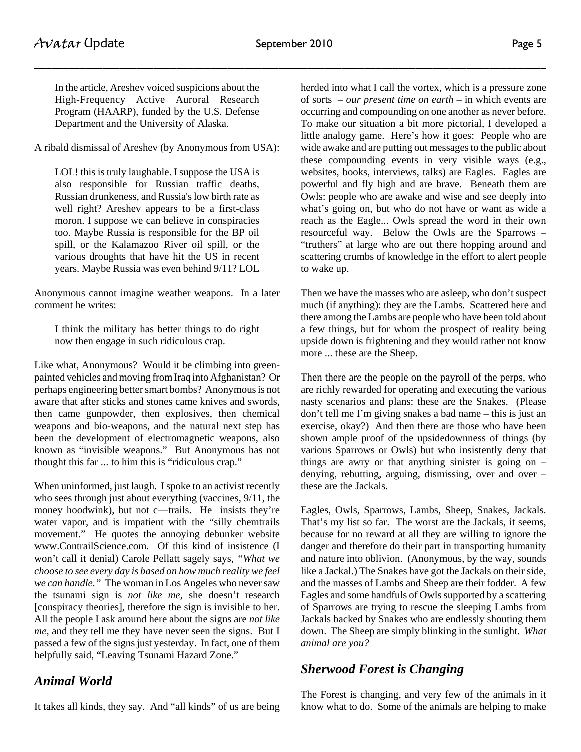> In the article, Areshev voiced suspicions about the High-Frequency Active Auroral Research Program (HAARP), funded by the U.S. Defense Department and the University of Alaska.

A ribald dismissal of Areshev (by Anonymous from USA):

> LOL! this is truly laughable. I suppose the USA is also responsible for Russian traffic deaths, Russian drunkeness, and Russia's low birth rate as well right? Areshev appears to be a first-class moron. I suppose we can believe in conspiracies too. Maybe Russia is responsible for the BP oil spill, or the Kalamazoo River oil spill, or the various droughts that have hit the US in recent years. Maybe Russia was even behind 9/11? LOL

Anonymous cannot imagine weather weapons. In a later comment he writes:

> I think the military has better things to do right now then engage in such ridiculous crap.

Like what, Anonymous? Would it be climbing into green-painted vehicles and moving from Iraq into Afghanistan? Or perhaps engineering better smart bombs? Anonymous is not aware that after sticks and stones came knives and swords, then came gunpowder, then explosives, then chemical weapons and bio-weapons, and the natural next step has been the development of electromagnetic weapons, also known as "invisible weapons." But Anonymous has not thought this far ... to him this is "ridiculous crap."

When uninformed, just laugh. I spoke to an activist recently who sees through just about everything (vaccines, 9/11, the money hoodwink), but not c—trails. He insists they're water vapor, and is impatient with the "silly chemtrails movement." He quotes the annoying debunker website www.ContrailScience.com. Of this kind of insistence (I won't call it denial) Carole Pellatt sagely says, *"What we choose to see every day is based on how much reality we feel we can handle."* The woman in Los Angeles who never saw the tsunami sign is *not like me,* she doesn't research [conspiracy theories], therefore the sign is invisible to her. All the people I ask around here about the signs are *not like me,* and they tell me they have never seen the signs. But I passed a few of the signs just yesterday. In fact, one of them helpfully said, "Leaving Tsunami Hazard Zone."

## *Animal World*

It takes all kinds, they say. And "all kinds" of us are being herded into what I call the vortex, which is a pressure zone of sorts – *our present time on earth* – in which events are occurring and compounding on one another as never before. To make our situation a bit more pictorial, I developed a little analogy game. Here's how it goes: People who are wide awake and are putting out messages to the public about these compounding events in very visible ways (e.g., websites, books, interviews, talks) are Eagles. Eagles are powerful and fly high and are brave. Beneath them are Owls: people who are awake and wise and see deeply into what's going on, but who do not have or want as wide a reach as the Eagle... Owls spread the word in their own resourceful way. Below the Owls are the Sparrows – "truthers" at large who are out there hopping around and scattering crumbs of knowledge in the effort to alert people to wake up.

Then we have the masses who are asleep, who don't suspect much (if anything): they are the Lambs. Scattered here and there among the Lambs are people who have been told about a few things, but for whom the prospect of reality being upside down is frightening and they would rather not know more ... these are the Sheep.

Then there are the people on the payroll of the perps, who are richly rewarded for operating and executing the various nasty scenarios and plans: these are the Snakes. (Please don't tell me I'm giving snakes a bad name – this is just an exercise, okay?) And then there are those who have been shown ample proof of the upsidedownness of things (by various Sparrows or Owls) but who insistently deny that things are awry or that anything sinister is going on – denying, rebutting, arguing, dismissing, over and over – these are the Jackals.

Eagles, Owls, Sparrows, Lambs, Sheep, Snakes, Jackals. That's my list so far. The worst are the Jackals, it seems, because for no reward at all they are willing to ignore the danger and therefore do their part in transporting humanity and nature into oblivion. (Anonymous, by the way, sounds like a Jackal.) The Snakes have got the Jackals on their side, and the masses of Lambs and Sheep are their fodder. A few Eagles and some handfuls of Owls supported by a scattering of Sparrows are trying to rescue the sleeping Lambs from Jackals backed by Snakes who are endlessly shouting them down. The Sheep are simply blinking in the sunlight. *What animal are you?*

## *Sherwood Forest is Changing*

The Forest is changing, and very few of the animals in it know what to do. Some of the animals are helping to make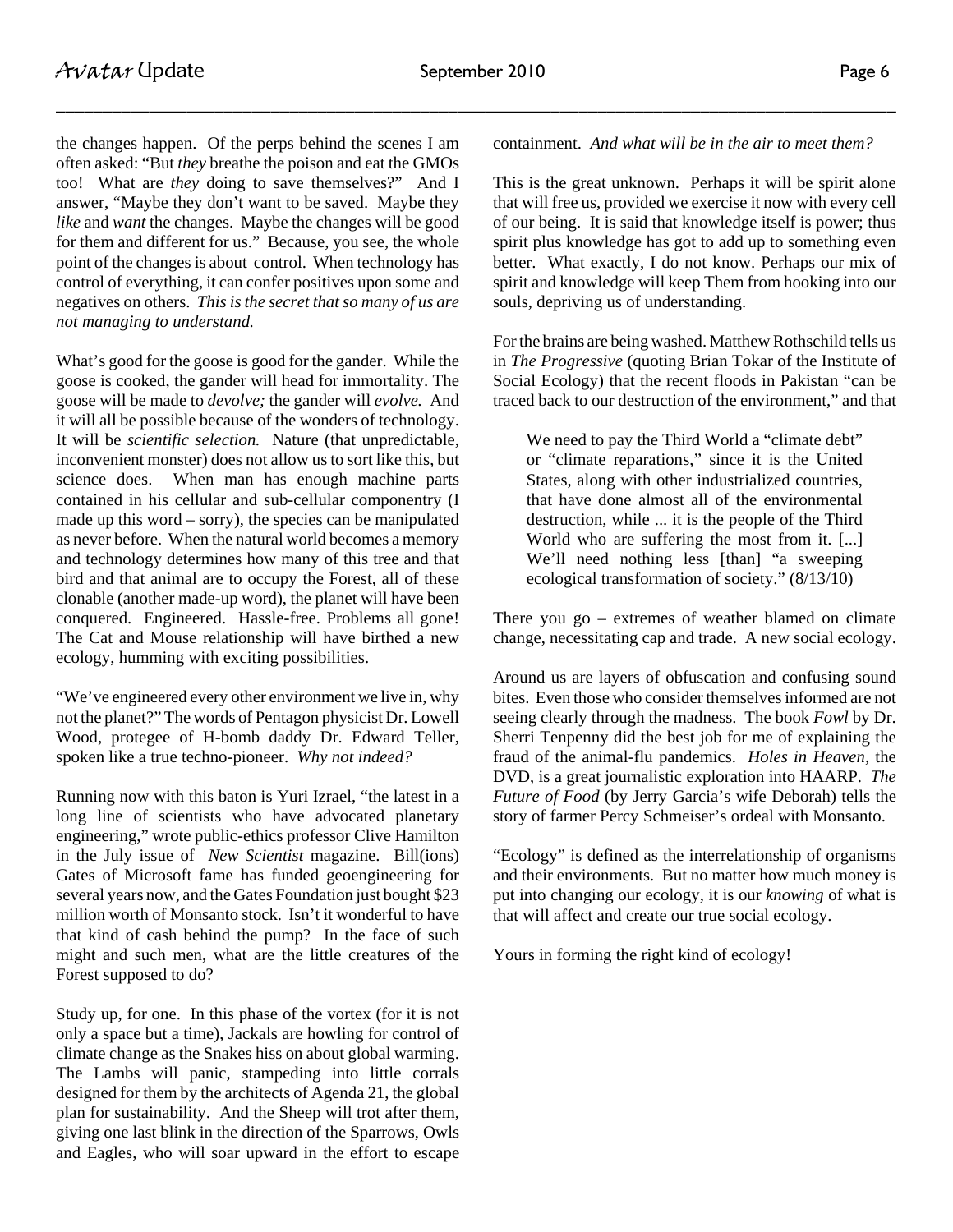the changes happen. Of the perps behind the scenes I am often asked: "But *they* breathe the poison and eat the GMOs too! What are *they* doing to save themselves?" And I answer, "Maybe they don't want to be saved. Maybe they *like* and *want* the changes. Maybe the changes will be good for them and different for us." Because, you see, the whole point of the changes is about control. When technology has control of everything, it can confer positives upon some and negatives on others. *This is the secret that so many of us are not managing to understand.*

What's good for the goose is good for the gander. While the goose is cooked, the gander will head for immortality. The goose will be made to *devolve;* the gander will *evolve.* And it will all be possible because of the wonders of technology. It will be *scientific selection.* Nature (that unpredictable, inconvenient monster) does not allow us to sort like this, but science does. When man has enough machine parts contained in his cellular and sub-cellular componentry (I made up this word – sorry), the species can be manipulated as never before. When the natural world becomes a memory and technology determines how many of this tree and that bird and that animal are to occupy the Forest, all of these clonable (another made-up word), the planet will have been conquered. Engineered. Hassle-free. Problems all gone! The Cat and Mouse relationship will have birthed a new ecology, humming with exciting possibilities.

"We've engineered every other environment we live in, why not the planet?" The words of Pentagon physicist Dr. Lowell Wood, protegee of H-bomb daddy Dr. Edward Teller, spoken like a true techno-pioneer. *Why not indeed?*

Running now with this baton is Yuri Izrael, "the latest in a long line of scientists who have advocated planetary engineering," wrote public-ethics professor Clive Hamilton in the July issue of *New Scientist* magazine. Bill(ions) Gates of Microsoft fame has funded geoengineering for several years now, and the Gates Foundation just bought $23 million worth of Monsanto stock. Isn't it wonderful to have that kind of cash behind the pump? In the face of such might and such men, what are the little creatures of the Forest supposed to do?

Study up, for one. In this phase of the vortex (for it is not only a space but a time), Jackals are howling for control of climate change as the Snakes hiss on about global warming. The Lambs will panic, stampeding into little corrals designed for them by the architects of Agenda 21, the global plan for sustainability. And the Sheep will trot after them, giving one last blink in the direction of the Sparrows, Owls and Eagles, who will soar upward in the effort to escape containment. *And what will be in the air to meet them?*

This is the great unknown. Perhaps it will be spirit alone that will free us, provided we exercise it now with every cell of our being. It is said that knowledge itself is power; thus spirit plus knowledge has got to add up to something even better. What exactly, I do not know. Perhaps our mix of spirit and knowledge will keep Them from hooking into our souls, depriving us of understanding.

For the brains are being washed. Matthew Rothschild tells us in *The Progressive* (quoting Brian Tokar of the Institute of Social Ecology) that the recent floods in Pakistan "can be traced back to our destruction of the environment," and that

> We need to pay the Third World a "climate debt" or "climate reparations," since it is the United States, along with other industrialized countries, that have done almost all of the environmental destruction, while ... it is the people of the Third World who are suffering the most from it. [...] We'll need nothing less [than] "a sweeping ecological transformation of society." (8/13/10)

There you go – extremes of weather blamed on climate change, necessitating cap and trade. A new social ecology.

Around us are layers of obfuscation and confusing sound bites. Even those who consider themselves informed are not seeing clearly through the madness. The book *Fowl* by Dr. Sherri Tenpenny did the best job for me of explaining the fraud of the animal-flu pandemics. *Holes in Heaven,* the DVD, is a great journalistic exploration into HAARP. *The Future of Food* (by Jerry Garcia's wife Deborah) tells the story of farmer Percy Schmeiser's ordeal with Monsanto.

"Ecology" is defined as the interrelationship of organisms and their environments. But no matter how much money is put into changing our ecology, it is our *knowing* of <u>what is</u> that will affect and create our true social ecology.

Yours in forming the right kind of ecology!